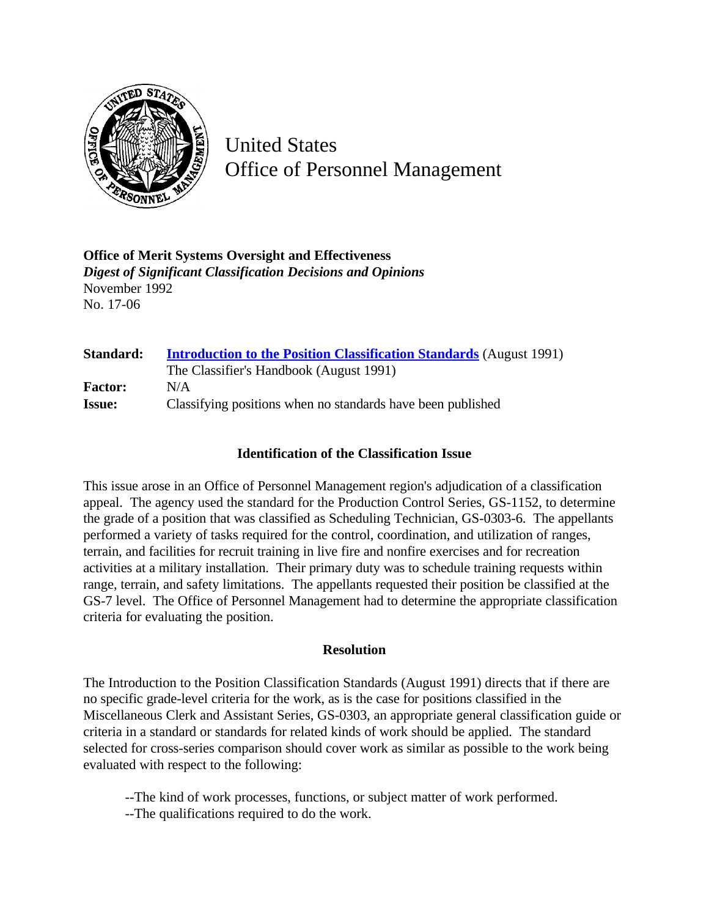United States
Office of Personnel Management

**Office of Merit Systems Oversight and Effectiveness**
***Digest of Significant Classification Decisions and Opinions***
November 1992
No. 17-06

| | |
|---|---|
| **Standard:** | **Introduction to the Position Classification Standards** (August 1991) |
| | The Classifier's Handbook (August 1991) |
| **Factor:** | N/A |
| **Issue:** | Classifying positions when no standards have been published |

### Identification of the Classification Issue

This issue arose in an Office of Personnel Management region's adjudication of a classification appeal. The agency used the standard for the Production Control Series, GS-1152, to determine the grade of a position that was classified as Scheduling Technician, GS-0303-6. The appellants performed a variety of tasks required for the control, coordination, and utilization of ranges, terrain, and facilities for recruit training in live fire and nonfire exercises and for recreation activities at a military installation. Their primary duty was to schedule training requests within range, terrain, and safety limitations. The appellants requested their position be classified at the GS-7 level. The Office of Personnel Management had to determine the appropriate classification criteria for evaluating the position.

### Resolution

The Introduction to the Position Classification Standards (August 1991) directs that if there are no specific grade-level criteria for the work, as is the case for positions classified in the Miscellaneous Clerk and Assistant Series, GS-0303, an appropriate general classification guide or criteria in a standard or standards for related kinds of work should be applied. The standard selected for cross-series comparison should cover work as similar as possible to the work being evaluated with respect to the following:

- --The kind of work processes, functions, or subject matter of work performed.
- --The qualifications required to do the work.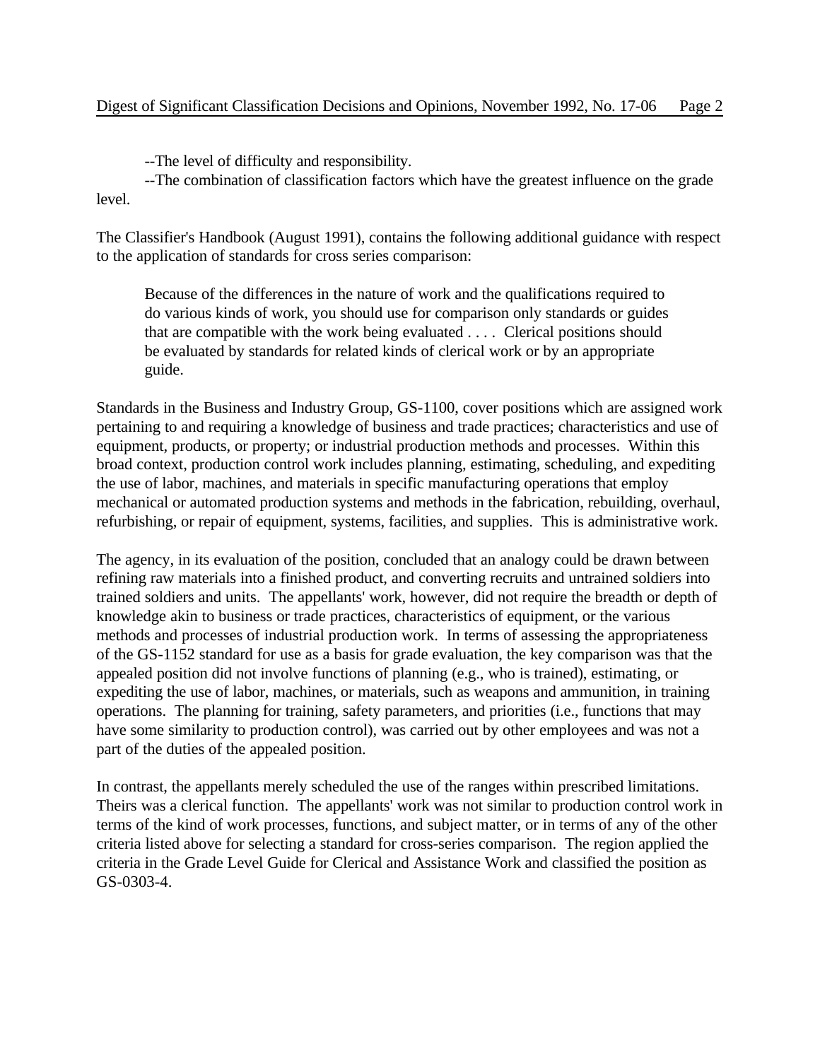--The level of difficulty and responsibility.

--The combination of classification factors which have the greatest influence on the grade level.

The Classifier's Handbook (August 1991), contains the following additional guidance with respect to the application of standards for cross series comparison:

> Because of the differences in the nature of work and the qualifications required to do various kinds of work, you should use for comparison only standards or guides that are compatible with the work being evaluated . . . . Clerical positions should be evaluated by standards for related kinds of clerical work or by an appropriate guide.

Standards in the Business and Industry Group, GS-1100, cover positions which are assigned work pertaining to and requiring a knowledge of business and trade practices; characteristics and use of equipment, products, or property; or industrial production methods and processes. Within this broad context, production control work includes planning, estimating, scheduling, and expediting the use of labor, machines, and materials in specific manufacturing operations that employ mechanical or automated production systems and methods in the fabrication, rebuilding, overhaul, refurbishing, or repair of equipment, systems, facilities, and supplies. This is administrative work.

The agency, in its evaluation of the position, concluded that an analogy could be drawn between refining raw materials into a finished product, and converting recruits and untrained soldiers into trained soldiers and units. The appellants' work, however, did not require the breadth or depth of knowledge akin to business or trade practices, characteristics of equipment, or the various methods and processes of industrial production work. In terms of assessing the appropriateness of the GS-1152 standard for use as a basis for grade evaluation, the key comparison was that the appealed position did not involve functions of planning (e.g., who is trained), estimating, or expediting the use of labor, machines, or materials, such as weapons and ammunition, in training operations. The planning for training, safety parameters, and priorities (i.e., functions that may have some similarity to production control), was carried out by other employees and was not a part of the duties of the appealed position.

In contrast, the appellants merely scheduled the use of the ranges within prescribed limitations. Theirs was a clerical function. The appellants' work was not similar to production control work in terms of the kind of work processes, functions, and subject matter, or in terms of any of the other criteria listed above for selecting a standard for cross-series comparison. The region applied the criteria in the Grade Level Guide for Clerical and Assistance Work and classified the position as GS-0303-4.